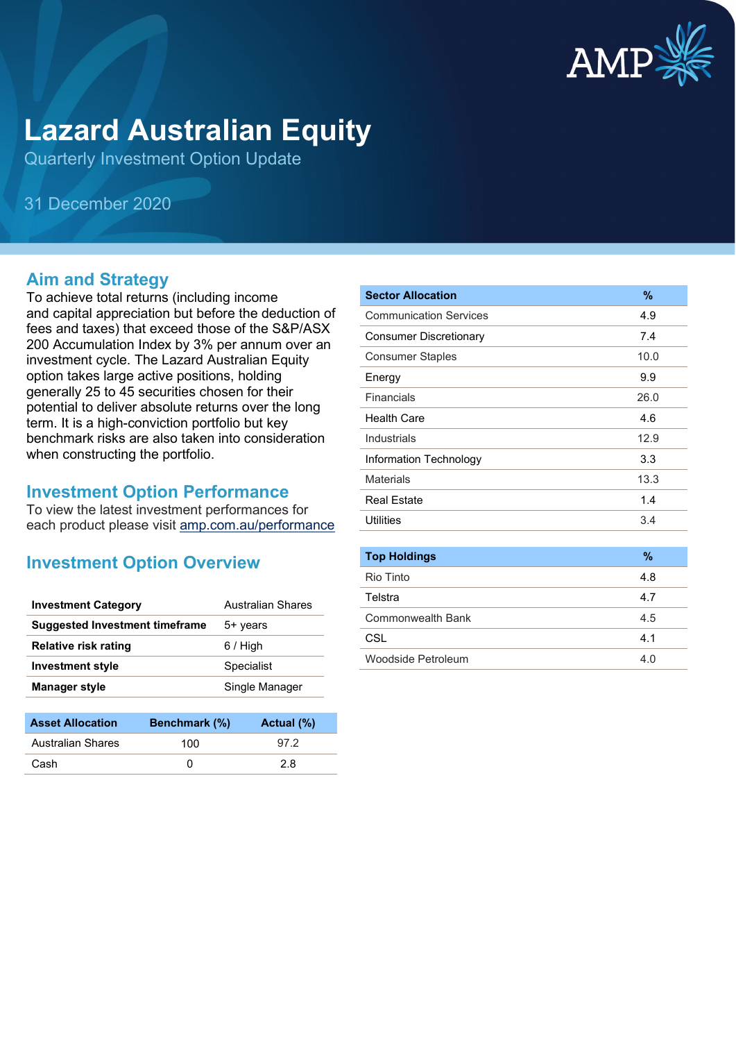# Lazard Australian Equity

Quarterly Investment Option Update

31 December 2020

## Aim and Strategy

To achieve total returns (including income and capital appreciation but before the deduction of fees and taxes) that exceed those of the S&P/ASX 200 Accumulation Index by 3% per annum over an investment cycle. The Lazard Australian Equity option takes large active positions, holding generally 25 to 45 securities chosen for their potential to deliver absolute returns over the long term. It is a high-conviction portfolio but key benchmark risks are also taken into consideration when constructing the portfolio.

## Investment Option Performance

To view the latest investment performances for each product please visit amp.com.au/performance

## Investment Option Overview

| | |
|---|---|
| **Investment Category** | Australian Shares |
| **Suggested Investment timeframe** | 5+ years |
| **Relative risk rating** | 6 / High |
| **Investment style** | Specialist |
| **Manager style** | Single Manager |

| Asset Allocation | Benchmark (%) | Actual (%) |
|---|---|---|
| Australian Shares | 100 | 97.2 |
| Cash | 0 | 2.8 |

| Sector Allocation | % |
|---|---|
| Communication Services | 4.9 |
| Consumer Discretionary | 7.4 |
| Consumer Staples | 10.0 |
| Energy | 9.9 |
| Financials | 26.0 |
| Health Care | 4.6 |
| Industrials | 12.9 |
| Information Technology | 3.3 |
| Materials | 13.3 |
| Real Estate | 1.4 |
| Utilities | 3.4 |

| Top Holdings | % |
|---|---|
| Rio Tinto | 4.8 |
| Telstra | 4.7 |
| Commonwealth Bank | 4.5 |
| CSL | 4.1 |
| Woodside Petroleum | 4.0 |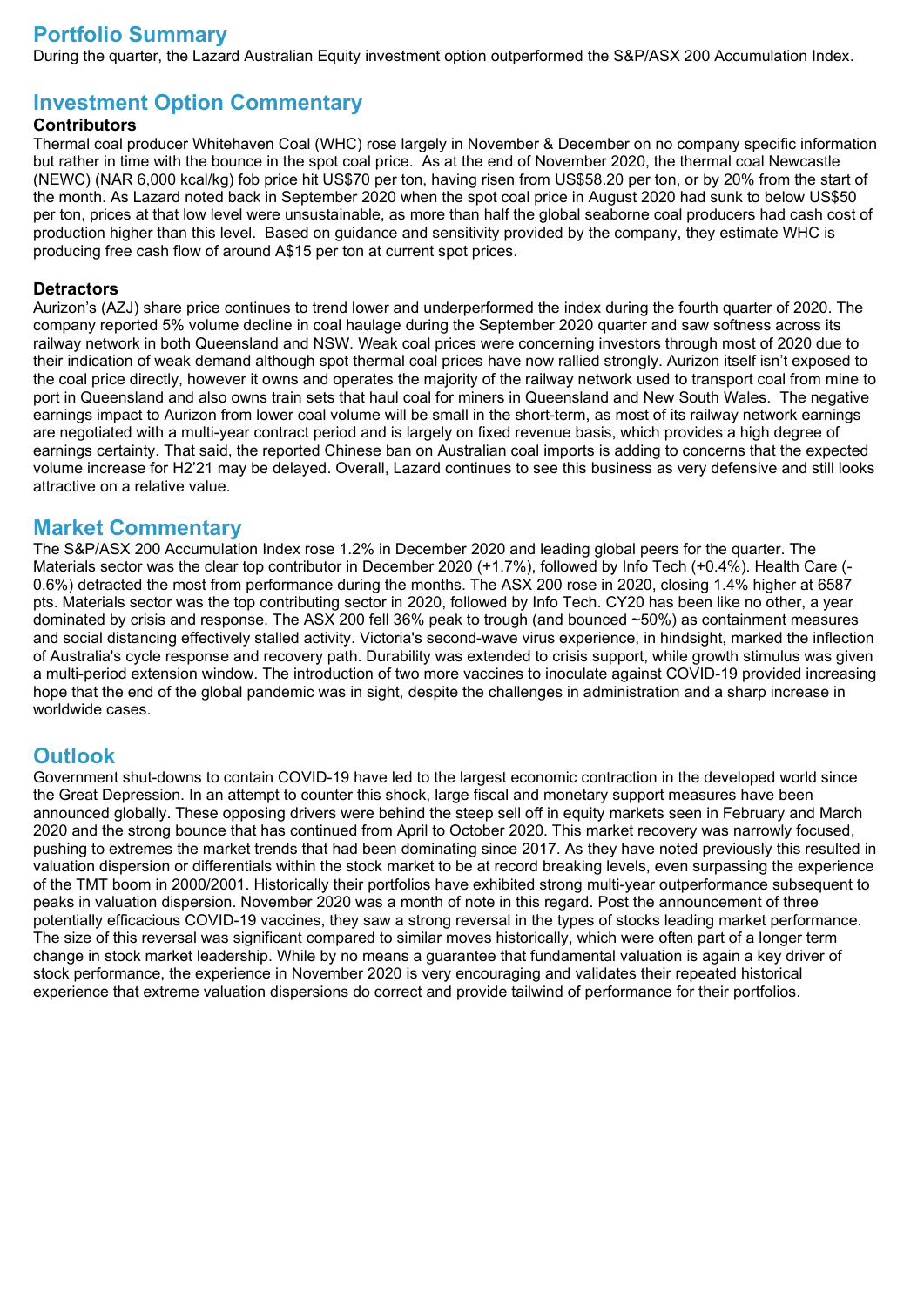## Portfolio Summary

During the quarter, the Lazard Australian Equity investment option outperformed the S&P/ASX 200 Accumulation Index.

## Investment Option Commentary

### Contributors

Thermal coal producer Whitehaven Coal (WHC) rose largely in November & December on no company specific information but rather in time with the bounce in the spot coal price. As at the end of November 2020, the thermal coal Newcastle (NEWC) (NAR 6,000 kcal/kg) fob price hit US$70 per ton, having risen from US$58.20 per ton, or by 20% from the start of the month. As Lazard noted back in September 2020 when the spot coal price in August 2020 had sunk to below US$50 per ton, prices at that low level were unsustainable, as more than half the global seaborne coal producers had cash cost of production higher than this level. Based on guidance and sensitivity provided by the company, they estimate WHC is producing free cash flow of around A$15 per ton at current spot prices.

### Detractors

Aurizon's (AZJ) share price continues to trend lower and underperformed the index during the fourth quarter of 2020. The company reported 5% volume decline in coal haulage during the September 2020 quarter and saw softness across its railway network in both Queensland and NSW. Weak coal prices were concerning investors through most of 2020 due to their indication of weak demand although spot thermal coal prices have now rallied strongly. Aurizon itself isn't exposed to the coal price directly, however it owns and operates the majority of the railway network used to transport coal from mine to port in Queensland and also owns train sets that haul coal for miners in Queensland and New South Wales. The negative earnings impact to Aurizon from lower coal volume will be small in the short-term, as most of its railway network earnings are negotiated with a multi-year contract period and is largely on fixed revenue basis, which provides a high degree of earnings certainty. That said, the reported Chinese ban on Australian coal imports is adding to concerns that the expected volume increase for H2'21 may be delayed. Overall, Lazard continues to see this business as very defensive and still looks attractive on a relative value.

## Market Commentary

The S&P/ASX 200 Accumulation Index rose 1.2% in December 2020 and leading global peers for the quarter. The Materials sector was the clear top contributor in December 2020 (+1.7%), followed by Info Tech (+0.4%). Health Care (-0.6%) detracted the most from performance during the months. The ASX 200 rose in 2020, closing 1.4% higher at 6587 pts. Materials sector was the top contributing sector in 2020, followed by Info Tech. CY20 has been like no other, a year dominated by crisis and response. The ASX 200 fell 36% peak to trough (and bounced ~50%) as containment measures and social distancing effectively stalled activity. Victoria's second-wave virus experience, in hindsight, marked the inflection of Australia's cycle response and recovery path. Durability was extended to crisis support, while growth stimulus was given a multi-period extension window. The introduction of two more vaccines to inoculate against COVID-19 provided increasing hope that the end of the global pandemic was in sight, despite the challenges in administration and a sharp increase in worldwide cases.

## Outlook

Government shut-downs to contain COVID-19 have led to the largest economic contraction in the developed world since the Great Depression. In an attempt to counter this shock, large fiscal and monetary support measures have been announced globally. These opposing drivers were behind the steep sell off in equity markets seen in February and March 2020 and the strong bounce that has continued from April to October 2020. This market recovery was narrowly focused, pushing to extremes the market trends that had been dominating since 2017. As they have noted previously this resulted in valuation dispersion or differentials within the stock market to be at record breaking levels, even surpassing the experience of the TMT boom in 2000/2001. Historically their portfolios have exhibited strong multi-year outperformance subsequent to peaks in valuation dispersion. November 2020 was a month of note in this regard. Post the announcement of three potentially efficacious COVID-19 vaccines, they saw a strong reversal in the types of stocks leading market performance. The size of this reversal was significant compared to similar moves historically, which were often part of a longer term change in stock market leadership. While by no means a guarantee that fundamental valuation is again a key driver of stock performance, the experience in November 2020 is very encouraging and validates their repeated historical experience that extreme valuation dispersions do correct and provide tailwind of performance for their portfolios.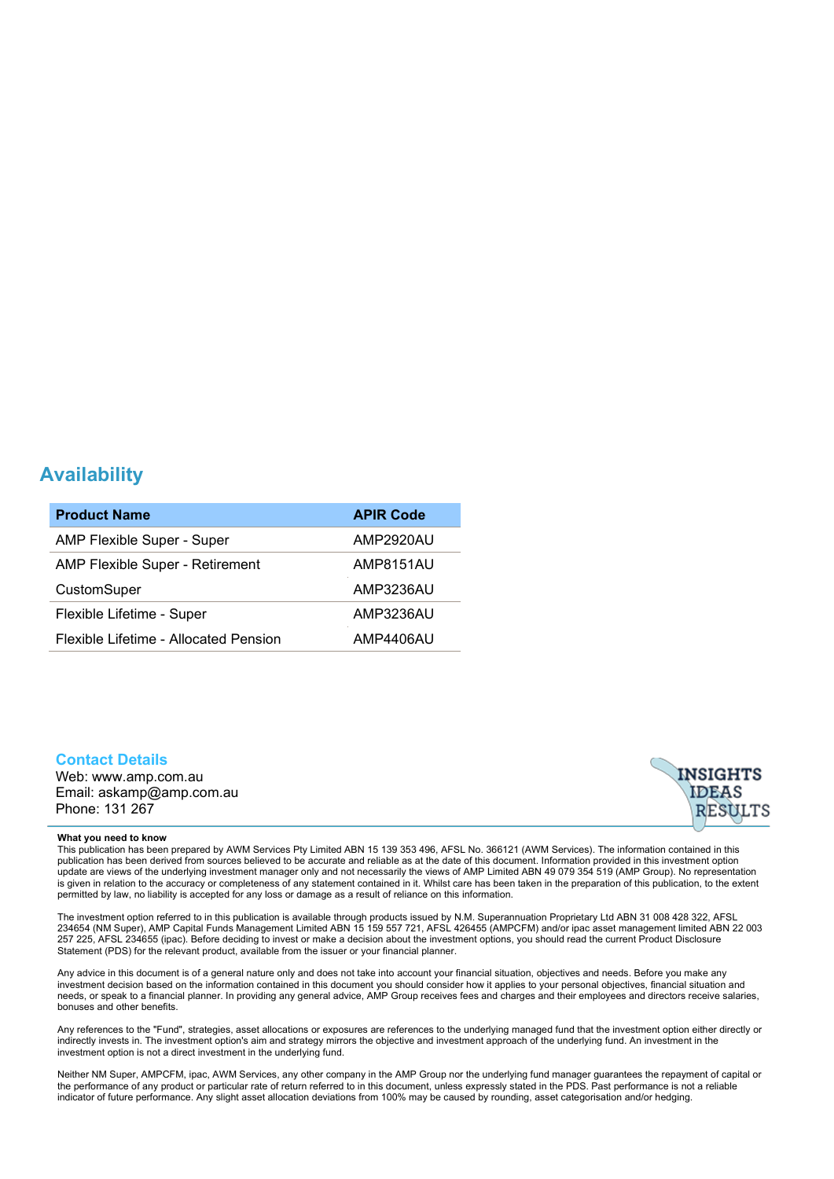## Availability

| Product Name | APIR Code |
|---|---|
| AMP Flexible Super - Super | AMP2920AU |
| AMP Flexible Super - Retirement | AMP8151AU |
| CustomSuper | AMP3236AU |
| Flexible Lifetime - Super | AMP3236AU |
| Flexible Lifetime - Allocated Pension | AMP4406AU |

### Contact Details

Web: www.amp.com.au
Email: askamp@amp.com.au
Phone: 131 267

INSIGHTS
IDEAS
RESULTS

**What you need to know**

This publication has been prepared by AWM Services Pty Limited ABN 15 139 353 496, AFSL No. 366121 (AWM Services). The information contained in this publication has been derived from sources believed to be accurate and reliable as at the date of this document. Information provided in this investment option update are views of the underlying investment manager only and not necessarily the views of AMP Limited ABN 49 079 354 519 (AMP Group). No representation is given in relation to the accuracy or completeness of any statement contained in it. Whilst care has been taken in the preparation of this publication, to the extent permitted by law, no liability is accepted for any loss or damage as a result of reliance on this information.

The investment option referred to in this publication is available through products issued by N.M. Superannuation Proprietary Ltd ABN 31 008 428 322, AFSL 234654 (NM Super), AMP Capital Funds Management Limited ABN 15 159 557 721, AFSL 426455 (AMPCFM) and/or ipac asset management limited ABN 22 003 257 225, AFSL 234655 (ipac). Before deciding to invest or make a decision about the investment options, you should read the current Product Disclosure Statement (PDS) for the relevant product, available from the issuer or your financial planner.

Any advice in this document is of a general nature only and does not take into account your financial situation, objectives and needs. Before you make any investment decision based on the information contained in this document you should consider how it applies to your personal objectives, financial situation and needs, or speak to a financial planner. In providing any general advice, AMP Group receives fees and charges and their employees and directors receive salaries, bonuses and other benefits.

Any references to the "Fund", strategies, asset allocations or exposures are references to the underlying managed fund that the investment option either directly or indirectly invests in. The investment option's aim and strategy mirrors the objective and investment approach of the underlying fund. An investment in the investment option is not a direct investment in the underlying fund.

Neither NM Super, AMPCFM, ipac, AWM Services, any other company in the AMP Group nor the underlying fund manager guarantees the repayment of capital or the performance of any product or particular rate of return referred to in this document, unless expressly stated in the PDS. Past performance is not a reliable indicator of future performance. Any slight asset allocation deviations from 100% may be caused by rounding, asset categorisation and/or hedging.